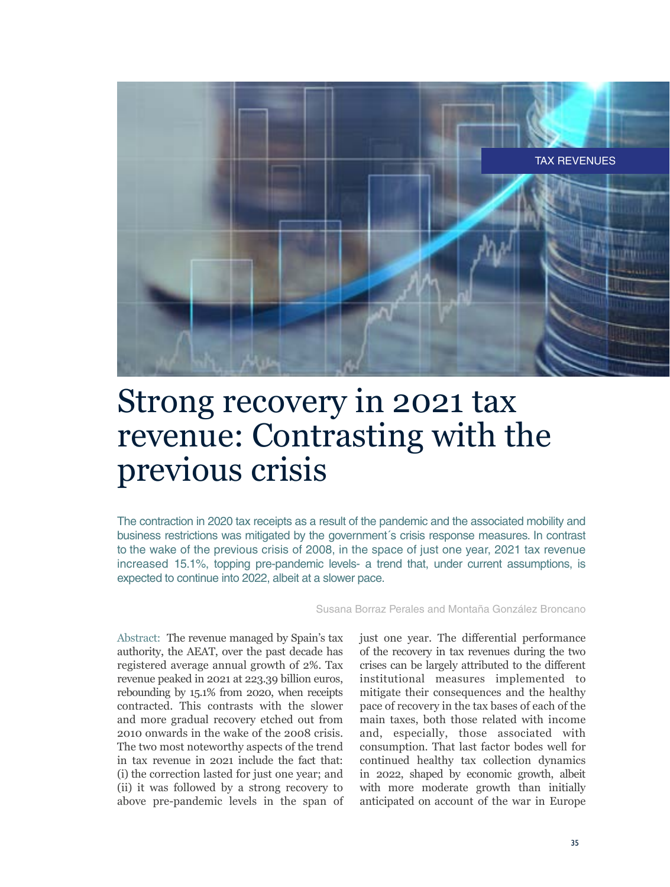TAX REVENUES

# Strong recovery in 2021 tax revenue: Contrasting with the previous crisis

The contraction in 2020 tax receipts as a result of the pandemic and the associated mobility and business restrictions was mitigated by the government´s crisis response measures. In contrast to the wake of the previous crisis of 2008, in the space of just one year, 2021 tax revenue increased 15.1%, topping pre-pandemic levels- a trend that, under current assumptions, is expected to continue into 2022, albeit at a slower pace.

Susana Borraz Perales and Montaña González Broncano

Abstract: The revenue managed by Spain's tax authority, the AEAT, over the past decade has registered average annual growth of 2%. Tax revenue peaked in 2021 at 223.39 billion euros, rebounding by 15.1% from 2020, when receipts contracted. This contrasts with the slower and more gradual recovery etched out from 2010 onwards in the wake of the 2008 crisis. The two most noteworthy aspects of the trend in tax revenue in 2021 include the fact that: (i) the correction lasted for just one year; and (ii) it was followed by a strong recovery to above pre-pandemic levels in the span of just one year. The differential performance of the recovery in tax revenues during the two crises can be largely attributed to the different institutional measures implemented to mitigate their consequences and the healthy pace of recovery in the tax bases of each of the main taxes, both those related with income and, especially, those associated with consumption. That last factor bodes well for continued healthy tax collection dynamics in 2022, shaped by economic growth, albeit with more moderate growth than initially anticipated on account of the war in Europe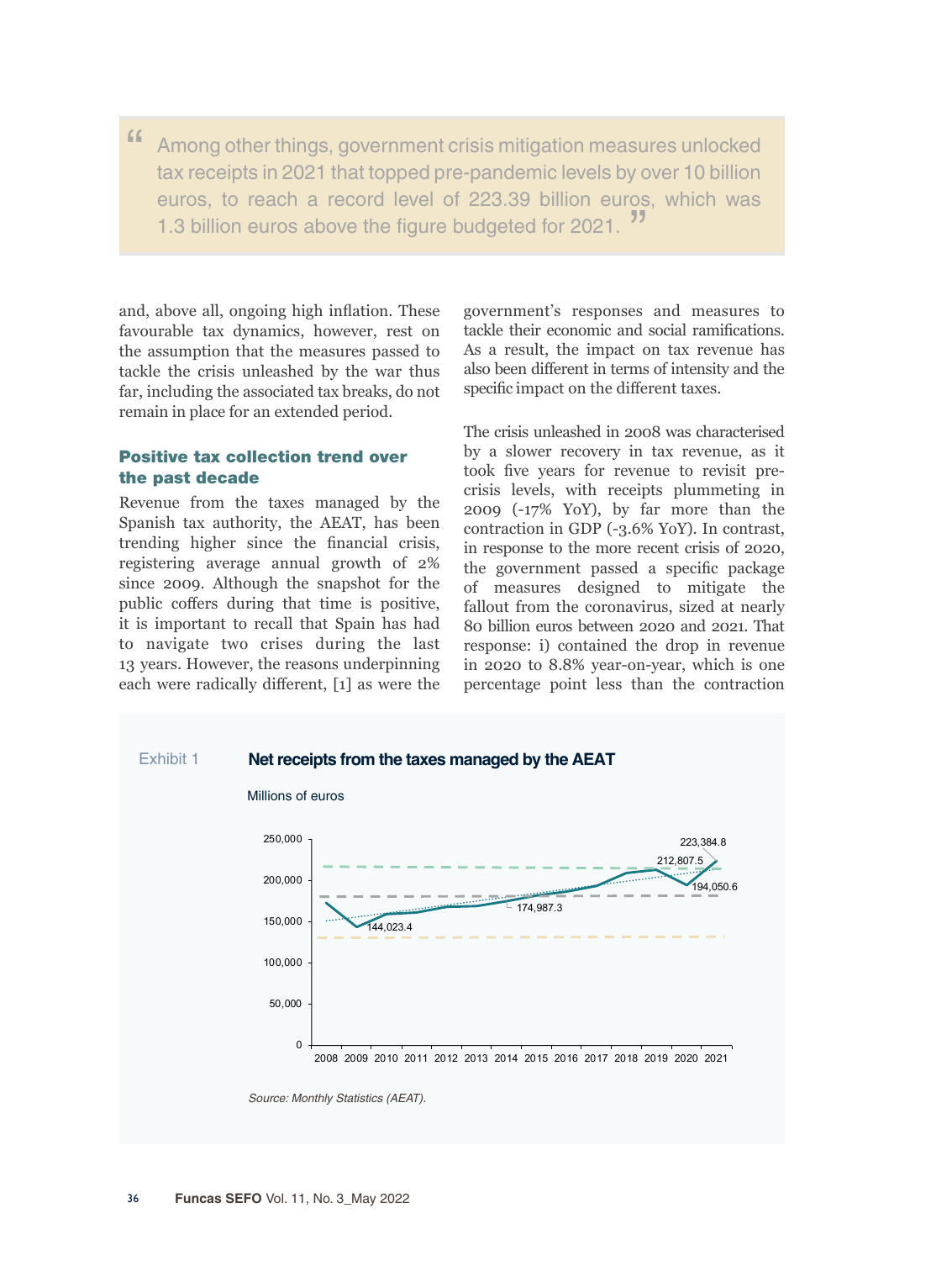> Among other things, government crisis mitigation measures unlocked tax receipts in 2021 that topped pre-pandemic levels by over 10 billion euros, to reach a record level of 223.39 billion euros, which was 1.3 billion euros above the figure budgeted for 2021.

and, above all, ongoing high inflation. These favourable tax dynamics, however, rest on the assumption that the measures passed to tackle the crisis unleashed by the war thus far, including the associated tax breaks, do not remain in place for an extended period.

## Positive tax collection trend over the past decade

Revenue from the taxes managed by the Spanish tax authority, the AEAT, has been trending higher since the financial crisis, registering average annual growth of 2% since 2009. Although the snapshot for the public coffers during that time is positive, it is important to recall that Spain has had to navigate two crises during the last 13 years. However, the reasons underpinning each were radically different, [1] as were the government's responses and measures to tackle their economic and social ramifications. As a result, the impact on tax revenue has also been different in terms of intensity and the specific impact on the different taxes.

The crisis unleashed in 2008 was characterised by a slower recovery in tax revenue, as it took five years for revenue to revisit pre-crisis levels, with receipts plummeting in 2009 (-17% YoY), by far more than the contraction in GDP (-3.6% YoY). In contrast, in response to the more recent crisis of 2020, the government passed a specific package of measures designed to mitigate the fallout from the coronavirus, sized at nearly 80 billion euros between 2020 and 2021. That response: i) contained the drop in revenue in 2020 to 8.8% year-on-year, which is one percentage point less than the contraction

Exhibit 1 **Net receipts from the taxes managed by the AEAT**

Millions of euros

| Year | Value |
|---|---|
| 2009 | 144,023.4 |
| 2014 | 174,987.3 |
| 2019 | 212,807.5 |
| 2020 | 194,050.6 |
| 2021 | 223,384.8 |

*Source: Monthly Statistics (AEAT).*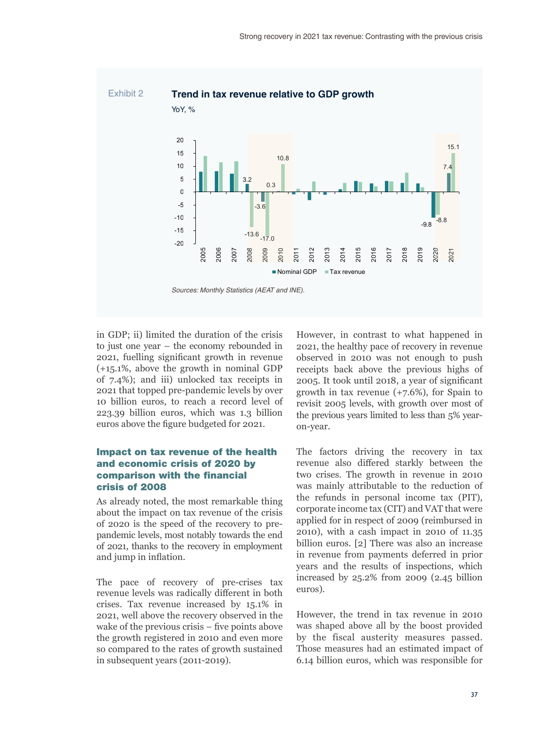Exhibit 2 **Trend in tax revenue relative to GDP growth**

YoY, %

*Sources: Monthly Statistics (AEAT and INE).*

in GDP; ii) limited the duration of the crisis to just one year – the economy rebounded in 2021, fuelling significant growth in revenue (+15.1%, above the growth in nominal GDP of 7.4%); and iii) unlocked tax receipts in 2021 that topped pre-pandemic levels by over 10 billion euros, to reach a record level of 223.39 billion euros, which was 1.3 billion euros above the figure budgeted for 2021.

### Impact on tax revenue of the health and economic crisis of 2020 by comparison with the financial crisis of 2008

As already noted, the most remarkable thing about the impact on tax revenue of the crisis of 2020 is the speed of the recovery to pre-pandemic levels, most notably towards the end of 2021, thanks to the recovery in employment and jump in inflation.

The pace of recovery of pre-crises tax revenue levels was radically different in both crises. Tax revenue increased by 15.1% in 2021, well above the recovery observed in the wake of the previous crisis – five points above the growth registered in 2010 and even more so compared to the rates of growth sustained in subsequent years (2011-2019).

However, in contrast to what happened in 2021, the healthy pace of recovery in revenue observed in 2010 was not enough to push receipts back above the previous highs of 2005. It took until 2018, a year of significant growth in tax revenue (+7.6%), for Spain to revisit 2005 levels, with growth over most of the previous years limited to less than 5% year-on-year.

The factors driving the recovery in tax revenue also differed starkly between the two crises. The growth in revenue in 2010 was mainly attributable to the reduction of the refunds in personal income tax (PIT), corporate income tax (CIT) and VAT that were applied for in respect of 2009 (reimbursed in 2010), with a cash impact in 2010 of 11.35 billion euros. [2] There was also an increase in revenue from payments deferred in prior years and the results of inspections, which increased by 25.2% from 2009 (2.45 billion euros).

However, the trend in tax revenue in 2010 was shaped above all by the boost provided by the fiscal austerity measures passed. Those measures had an estimated impact of 6.14 billion euros, which was responsible for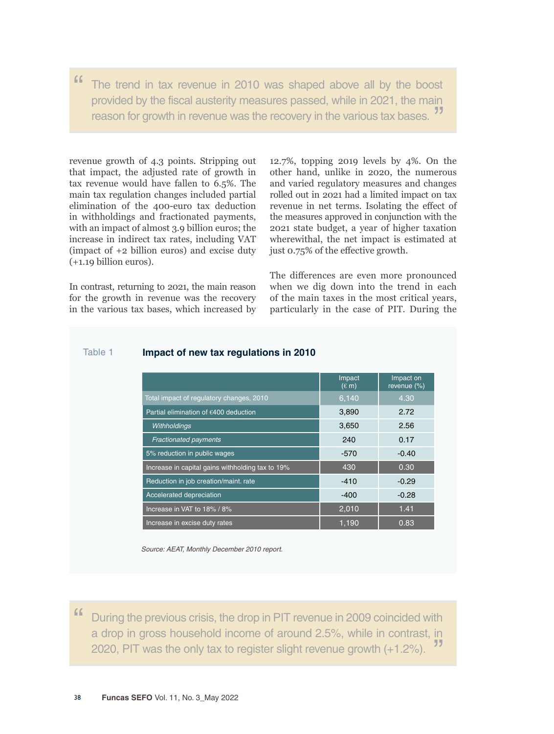> The trend in tax revenue in 2010 was shaped above all by the boost provided by the fiscal austerity measures passed, while in 2021, the main reason for growth in revenue was the recovery in the various tax bases.

revenue growth of 4.3 points. Stripping out that impact, the adjusted rate of growth in tax revenue would have fallen to 6.5%. The main tax regulation changes included partial elimination of the 400-euro tax deduction in withholdings and fractionated payments, with an impact of almost 3.9 billion euros; the increase in indirect tax rates, including VAT (impact of +2 billion euros) and excise duty (+1.19 billion euros).

In contrast, returning to 2021, the main reason for the growth in revenue was the recovery in the various tax bases, which increased by 12.7%, topping 2019 levels by 4%. On the other hand, unlike in 2020, the numerous and varied regulatory measures and changes rolled out in 2021 had a limited impact on tax revenue in net terms. Isolating the effect of the measures approved in conjunction with the 2021 state budget, a year of higher taxation wherewithal, the net impact is estimated at just 0.75% of the effective growth.

The differences are even more pronounced when we dig down into the trend in each of the main taxes in the most critical years, particularly in the case of PIT. During the

Table 1 **Impact of new tax regulations in 2010**

| | Impact (€ m) | Impact on revenue (%) |
|---|---|---|
| Total impact of regulatory changes, 2010 | 6,140 | 4.30 |
| Partial elimination of €400 deduction | 3,890 | 2.72 |
| *Withholdings* | 3,650 | 2.56 |
| *Fractionated payments* | 240 | 0.17 |
| 5% reduction in public wages | -570 | -0.40 |
| Increase in capital gains withholding tax to 19% | 430 | 0.30 |
| Reduction in job creation/maint. rate | -410 | -0.29 |
| Accelerated depreciation | -400 | -0.28 |
| Increase in VAT to 18% / 8% | 2,010 | 1.41 |
| Increase in excise duty rates | 1,190 | 0.83 |

*Source: AEAT, Monthly December 2010 report.*

> During the previous crisis, the drop in PIT revenue in 2009 coincided with a drop in gross household income of around 2.5%, while in contrast, in 2020, PIT was the only tax to register slight revenue growth (+1.2%).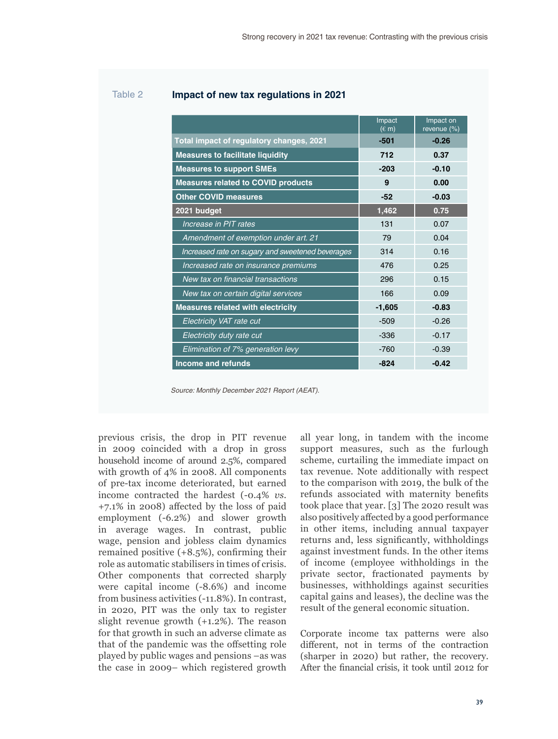Table 2 **Impact of new tax regulations in 2021**

| | Impact (€ m) | Impact on revenue (%) |
|---|---|---|
| **Total impact of regulatory changes, 2021** | **-501** | **-0.26** |
| **Measures to facilitate liquidity** | **712** | **0.37** |
| **Measures to support SMEs** | **-203** | **-0.10** |
| **Measures related to COVID products** | **9** | **0.00** |
| **Other COVID measures** | **-52** | **-0.03** |
| **2021 budget** | **1,462** | **0.75** |
| *Increase in PIT rates* | 131 | 0.07 |
| *Amendment of exemption under art. 21* | 79 | 0.04 |
| *Increased rate on sugary and sweetened beverages* | 314 | 0.16 |
| *Increased rate on insurance premiums* | 476 | 0.25 |
| *New tax on financial transactions* | 296 | 0.15 |
| *New tax on certain digital services* | 166 | 0.09 |
| **Measures related with electricity** | **-1,605** | **-0.83** |
| *Electricity VAT rate cut* | -509 | -0.26 |
| *Electricity duty rate cut* | -336 | -0.17 |
| *Elimination of 7% generation levy* | -760 | -0.39 |
| **Income and refunds** | **-824** | **-0.42** |

*Source: Monthly December 2021 Report (AEAT).*

previous crisis, the drop in PIT revenue in 2009 coincided with a drop in gross household income of around 2.5%, compared with growth of 4% in 2008. All components of pre-tax income deteriorated, but earned income contracted the hardest (-0.4% *vs.* +7.1% in 2008) affected by the loss of paid employment (-6.2%) and slower growth in average wages. In contrast, public wage, pension and jobless claim dynamics remained positive (+8.5%), confirming their role as automatic stabilisers in times of crisis. Other components that corrected sharply were capital income (-8.6%) and income from business activities (-11.8%). In contrast, in 2020, PIT was the only tax to register slight revenue growth (+1.2%). The reason for that growth in such an adverse climate as that of the pandemic was the offsetting role played by public wages and pensions –as was the case in 2009– which registered growth all year long, in tandem with the income support measures, such as the furlough scheme, curtailing the immediate impact on tax revenue. Note additionally with respect to the comparison with 2019, the bulk of the refunds associated with maternity benefits took place that year. [3] The 2020 result was also positively affected by a good performance in other items, including annual taxpayer returns and, less significantly, withholdings against investment funds. In the other items of income (employee withholdings in the private sector, fractionated payments by businesses, withholdings against securities capital gains and leases), the decline was the result of the general economic situation.

Corporate income tax patterns were also different, not in terms of the contraction (sharper in 2020) but rather, the recovery. After the financial crisis, it took until 2012 for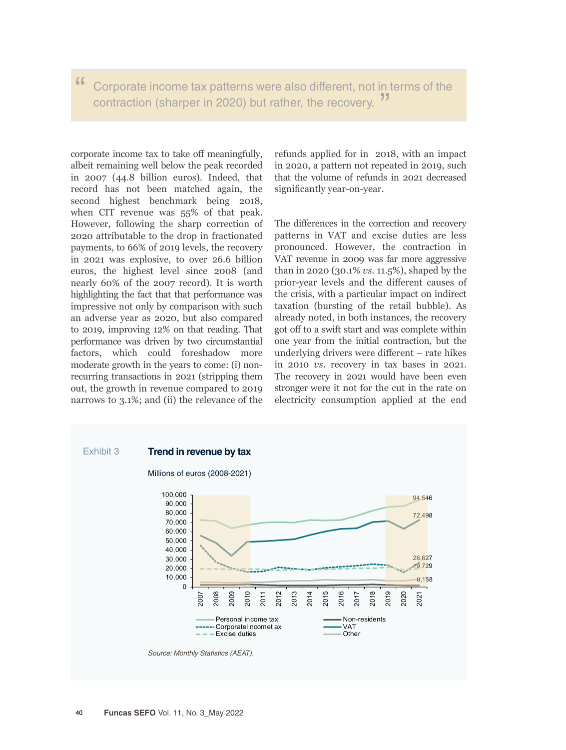> Corporate income tax patterns were also different, not in terms of the contraction (sharper in 2020) but rather, the recovery.

corporate income tax to take off meaningfully, albeit remaining well below the peak recorded in 2007 (44.8 billion euros). Indeed, that record has not been matched again, the second highest benchmark being 2018, when CIT revenue was 55% of that peak. However, following the sharp correction of 2020 attributable to the drop in fractionated payments, to 66% of 2019 levels, the recovery in 2021 was explosive, to over 26.6 billion euros, the highest level since 2008 (and nearly 60% of the 2007 record). It is worth highlighting the fact that that performance was impressive not only by comparison with such an adverse year as 2020, but also compared to 2019, improving 12% on that reading. That performance was driven by two circumstantial factors, which could foreshadow more moderate growth in the years to come: (i) non-recurring transactions in 2021 (stripping them out, the growth in revenue compared to 2019 narrows to 3.1%; and (ii) the relevance of the refunds applied for in 2018, with an impact in 2020, a pattern not repeated in 2019, such that the volume of refunds in 2021 decreased significantly year-on-year.

The differences in the correction and recovery patterns in VAT and excise duties are less pronounced. However, the contraction in VAT revenue in 2009 was far more aggressive than in 2020 (30.1% *vs.* 11.5%), shaped by the prior-year levels and the different causes of the crisis, with a particular impact on indirect taxation (bursting of the retail bubble). As already noted, in both instances, the recovery got off to a swift start and was complete within one year from the initial contraction, but the underlying drivers were different – rate hikes in 2010 *vs.* recovery in tax bases in 2021. The recovery in 2021 would have been even stronger were it not for the cut in the rate on electricity consumption applied at the end

Exhibit 3 **Trend in revenue by tax**

Millions of euros (2008-2021)

Source: Monthly Statistics (AEAT).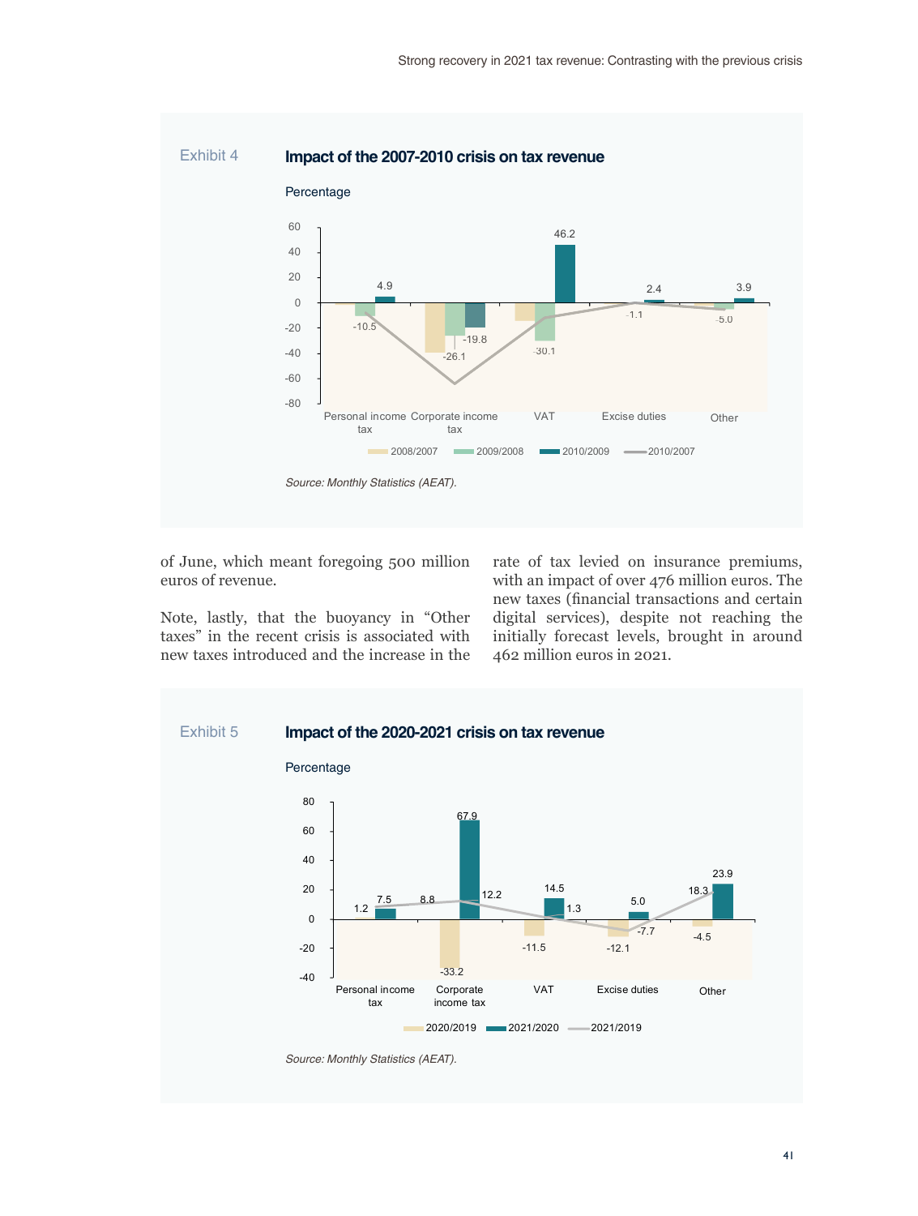Exhibit 4

**Impact of the 2007-2010 crisis on tax revenue**

Percentage

| | 2008/2007 | 2009/2008 | 2010/2009 | 2010/2007 |
|---|---|---|---|---|
| Personal income tax | | -10.5 | 4.9 | |
| Corporate income tax | | -26.1 | -19.8 | |
| VAT | | -30.1 | 46.2 | |
| Excise duties | | -1.1 | 2.4 | |
| Other | | -5.0 | 3.9 | |

*Source: Monthly Statistics (AEAT).*

of June, which meant foregoing 500 million euros of revenue.

Note, lastly, that the buoyancy in "Other taxes" in the recent crisis is associated with new taxes introduced and the increase in the rate of tax levied on insurance premiums, with an impact of over 476 million euros. The new taxes (financial transactions and certain digital services), despite not reaching the initially forecast levels, brought in around 462 million euros in 2021.

Exhibit 5

**Impact of the 2020-2021 crisis on tax revenue**

Percentage

| | 2020/2019 | 2021/2020 | 2021/2019 |
|---|---|---|---|
| Personal income tax | 1.2 | 7.5 | 8.8 |
| Corporate income tax | -33.2 | 67.9 | 12.2 |
| VAT | -11.5 | 14.5 | 1.3 |
| Excise duties | -12.1 | 5.0 | -7.7 |
| Other | -4.5 | 23.9 | 18.3 |

*Source: Monthly Statistics (AEAT).*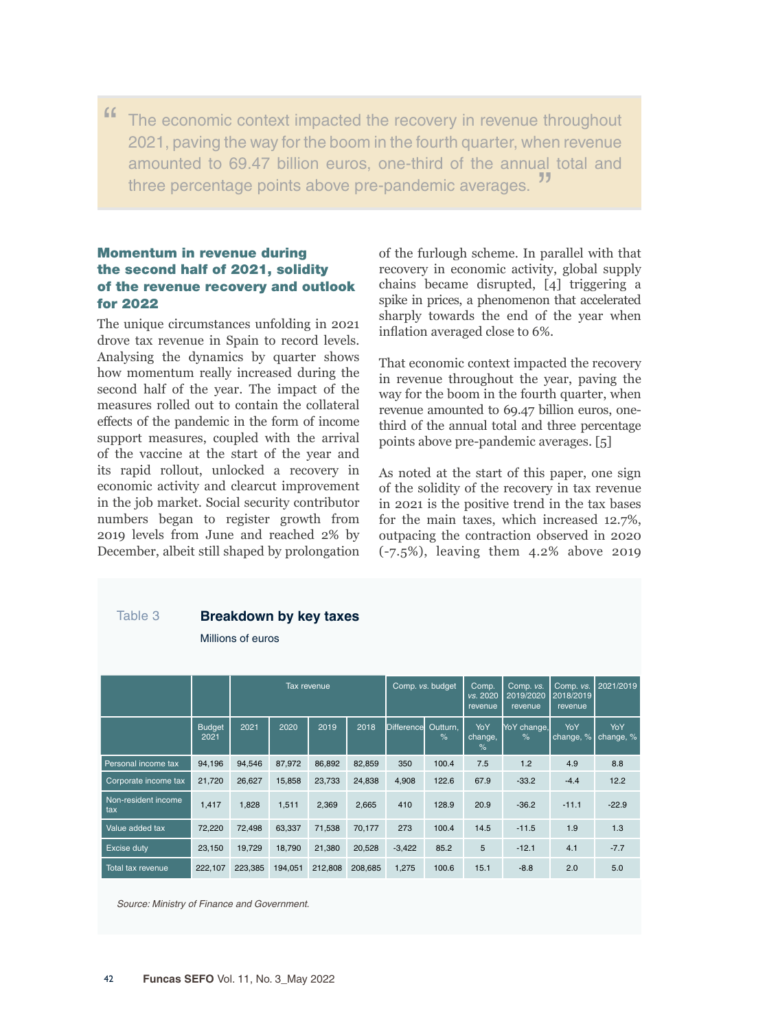> The economic context impacted the recovery in revenue throughout 2021, paving the way for the boom in the fourth quarter, when revenue amounted to 69.47 billion euros, one-third of the annual total and three percentage points above pre-pandemic averages.

### Momentum in revenue during the second half of 2021, solidity of the revenue recovery and outlook for 2022

The unique circumstances unfolding in 2021 drove tax revenue in Spain to record levels. Analysing the dynamics by quarter shows how momentum really increased during the second half of the year. The impact of the measures rolled out to contain the collateral effects of the pandemic in the form of income support measures, coupled with the arrival of the vaccine at the start of the year and its rapid rollout, unlocked a recovery in economic activity and clearcut improvement in the job market. Social security contributor numbers began to register growth from 2019 levels from June and reached 2% by December, albeit still shaped by prolongation of the furlough scheme. In parallel with that recovery in economic activity, global supply chains became disrupted, [4] triggering a spike in prices, a phenomenon that accelerated sharply towards the end of the year when inflation averaged close to 6%.

That economic context impacted the recovery in revenue throughout the year, paving the way for the boom in the fourth quarter, when revenue amounted to 69.47 billion euros, one-third of the annual total and three percentage points above pre-pandemic averages. [5]

As noted at the start of this paper, one sign of the solidity of the recovery in tax revenue in 2021 is the positive trend in the tax bases for the main taxes, which increased 12.7%, outpacing the contraction observed in 2020 (-7.5%), leaving them 4.2% above 2019

Table 3 **Breakdown by key taxes**

Millions of euros

| | | Tax revenue | | | | Comp. *vs.* budget | | Comp. *vs.* 2020 revenue | Comp. *vs.* 2019/2020 revenue | Comp. *vs.* 2018/2019 revenue | 2021/2019 |
|---|---|---|---|---|---|---|---|---|---|---|---|
| | Budget 2021 | 2021 | 2020 | 2019 | 2018 | Difference | Outturn, % | YoY change, % | YoY change, % | YoY change, % | YoY change, % |
| Personal income tax | 94,196 | 94,546 | 87,972 | 86,892 | 82,859 | 350 | 100.4 | 7.5 | 1.2 | 4.9 | 8.8 |
| Corporate income tax | 21,720 | 26,627 | 15,858 | 23,733 | 24,838 | 4,908 | 122.6 | 67.9 | -33.2 | -4.4 | 12.2 |
| Non-resident income tax | 1,417 | 1,828 | 1,511 | 2,369 | 2,665 | 410 | 128.9 | 20.9 | -36.2 | -11.1 | -22.9 |
| Value added tax | 72,220 | 72,498 | 63,337 | 71,538 | 70,177 | 273 | 100.4 | 14.5 | -11.5 | 1.9 | 1.3 |
| Excise duty | 23,150 | 19,729 | 18,790 | 21,380 | 20,528 | -3,422 | 85.2 | 5 | -12.1 | 4.1 | -7.7 |
| Total tax revenue | 222,107 | 223,385 | 194,051 | 212,808 | 208,685 | 1,275 | 100.6 | 15.1 | -8.8 | 2.0 | 5.0 |

*Source: Ministry of Finance and Government.*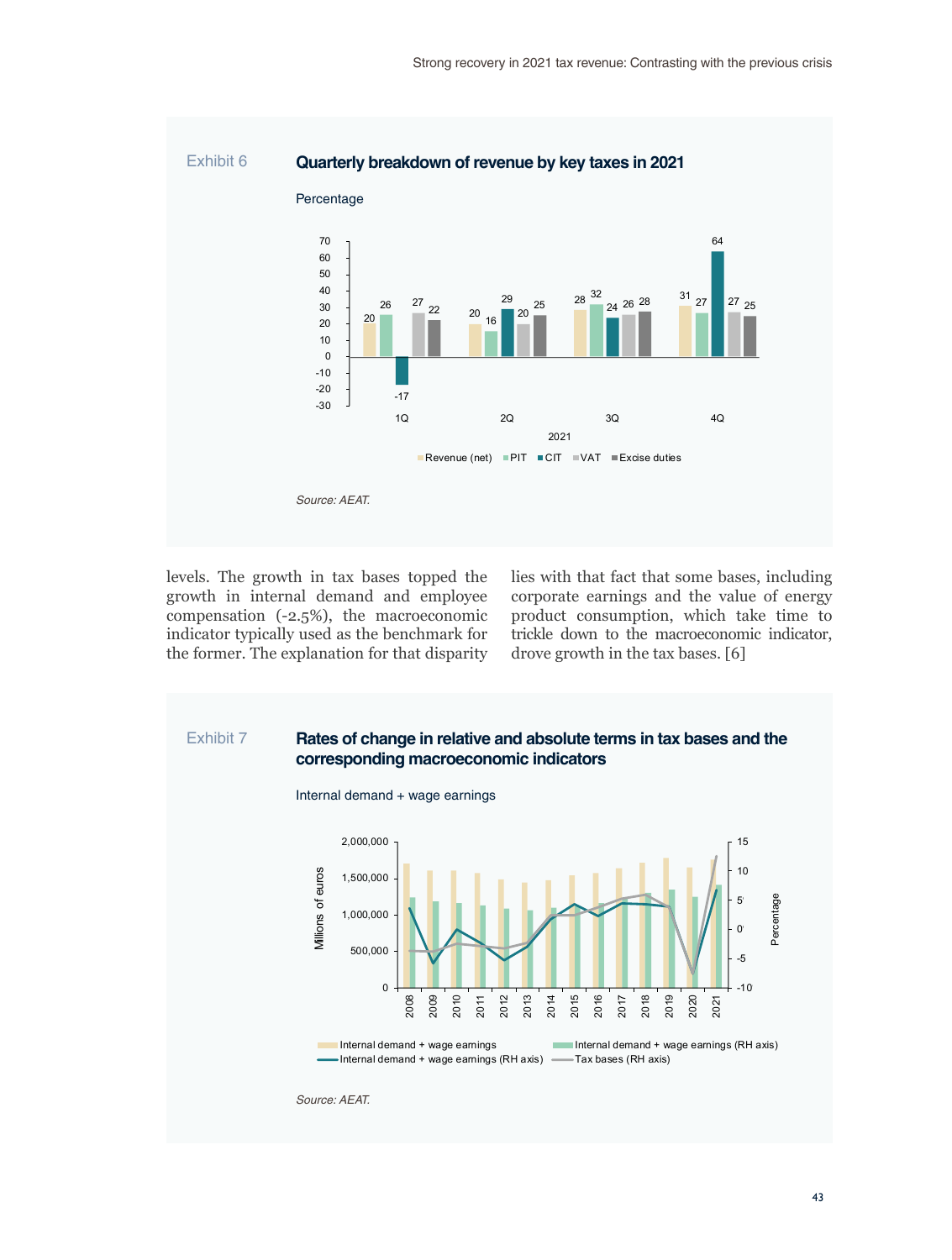Exhibit 6

**Quarterly breakdown of revenue by key taxes in 2021**

Percentage

| 2021 | Revenue (net) | PIT | CIT | VAT | Excise duties |
|---|---|---|---|---|---|
| 1Q | 20 | 26 | -17 | 27 | 22 |
| 2Q | 20 | 16 | 29 | 20 | 25 |
| 3Q | 28 | 32 | 24 | 26 | 28 |
| 4Q | 31 | 27 | 64 | 27 | 25 |

*Source: AEAT.*

levels. The growth in tax bases topped the growth in internal demand and employee compensation (-2.5%), the macroeconomic indicator typically used as the benchmark for the former. The explanation for that disparity lies with that fact that some bases, including corporate earnings and the value of energy product consumption, which take time to trickle down to the macroeconomic indicator, drove growth in the tax bases. [6]

Exhibit 7

**Rates of change in relative and absolute terms in tax bases and the corresponding macroeconomic indicators**

Internal demand + wage earnings

Millions of euros; Percentage (RH axis)

Legend: Internal demand + wage earnings; Internal demand + wage earnings (RH axis); Internal demand + wage earnings (RH axis); Tax bases (RH axis)

*Source: AEAT.*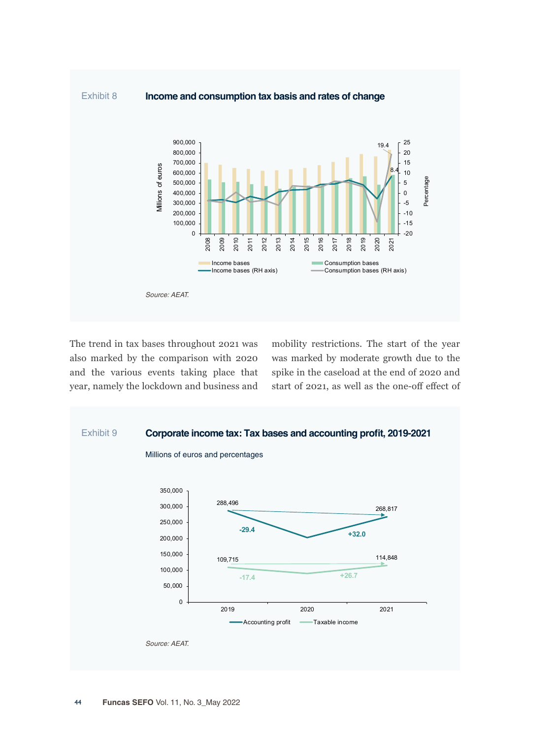Exhibit 8

**Income and consumption tax basis and rates of change**

Source: AEAT.

The trend in tax bases throughout 2021 was also marked by the comparison with 2020 and the various events taking place that year, namely the lockdown and business and mobility restrictions. The start of the year was marked by moderate growth due to the spike in the caseload at the end of 2020 and start of 2021, as well as the one-off effect of

Exhibit 9

**Corporate income tax: Tax bases and accounting profit, 2019-2021**

Millions of euros and percentages

Source: AEAT.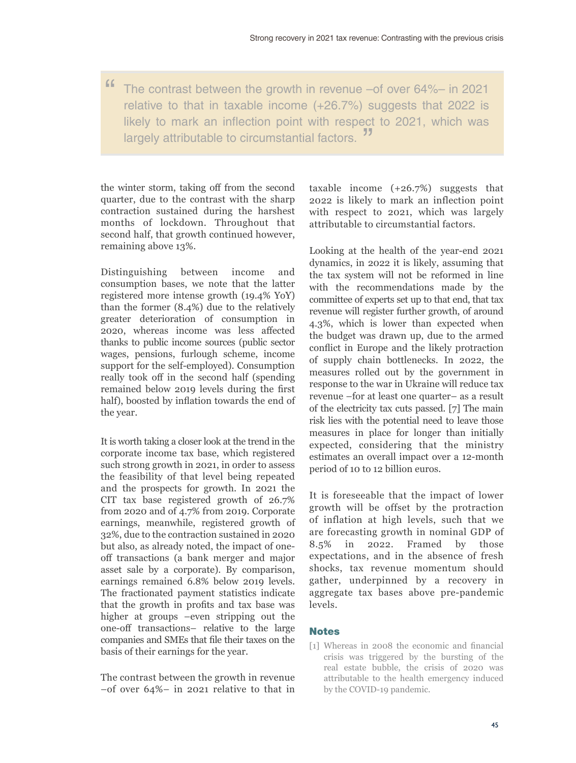> The contrast between the growth in revenue –of over 64%– in 2021 relative to that in taxable income (+26.7%) suggests that 2022 is likely to mark an inflection point with respect to 2021, which was largely attributable to circumstantial factors.

the winter storm, taking off from the second quarter, due to the contrast with the sharp contraction sustained during the harshest months of lockdown. Throughout that second half, that growth continued however, remaining above 13%.

Distinguishing between income and consumption bases, we note that the latter registered more intense growth (19.4% YoY) than the former (8.4%) due to the relatively greater deterioration of consumption in 2020, whereas income was less affected thanks to public income sources (public sector wages, pensions, furlough scheme, income support for the self-employed). Consumption really took off in the second half (spending remained below 2019 levels during the first half), boosted by inflation towards the end of the year.

It is worth taking a closer look at the trend in the corporate income tax base, which registered such strong growth in 2021, in order to assess the feasibility of that level being repeated and the prospects for growth. In 2021 the CIT tax base registered growth of 26.7% from 2020 and of 4.7% from 2019. Corporate earnings, meanwhile, registered growth of 32%, due to the contraction sustained in 2020 but also, as already noted, the impact of one-off transactions (a bank merger and major asset sale by a corporate). By comparison, earnings remained 6.8% below 2019 levels. The fractionated payment statistics indicate that the growth in profits and tax base was higher at groups –even stripping out the one-off transactions– relative to the large companies and SMEs that file their taxes on the basis of their earnings for the year.

The contrast between the growth in revenue –of over 64%– in 2021 relative to that in taxable income (+26.7%) suggests that 2022 is likely to mark an inflection point with respect to 2021, which was largely attributable to circumstantial factors.

Looking at the health of the year-end 2021 dynamics, in 2022 it is likely, assuming that the tax system will not be reformed in line with the recommendations made by the committee of experts set up to that end, that tax revenue will register further growth, of around 4.3%, which is lower than expected when the budget was drawn up, due to the armed conflict in Europe and the likely protraction of supply chain bottlenecks. In 2022, the measures rolled out by the government in response to the war in Ukraine will reduce tax revenue –for at least one quarter– as a result of the electricity tax cuts passed. [7] The main risk lies with the potential need to leave those measures in place for longer than initially expected, considering that the ministry estimates an overall impact over a 12-month period of 10 to 12 billion euros.

It is foreseeable that the impact of lower growth will be offset by the protraction of inflation at high levels, such that we are forecasting growth in nominal GDP of 8.5% in 2022. Framed by those expectations, and in the absence of fresh shocks, tax revenue momentum should gather, underpinned by a recovery in aggregate tax bases above pre-pandemic levels.

## Notes

[1] Whereas in 2008 the economic and financial crisis was triggered by the bursting of the real estate bubble, the crisis of 2020 was attributable to the health emergency induced by the COVID-19 pandemic.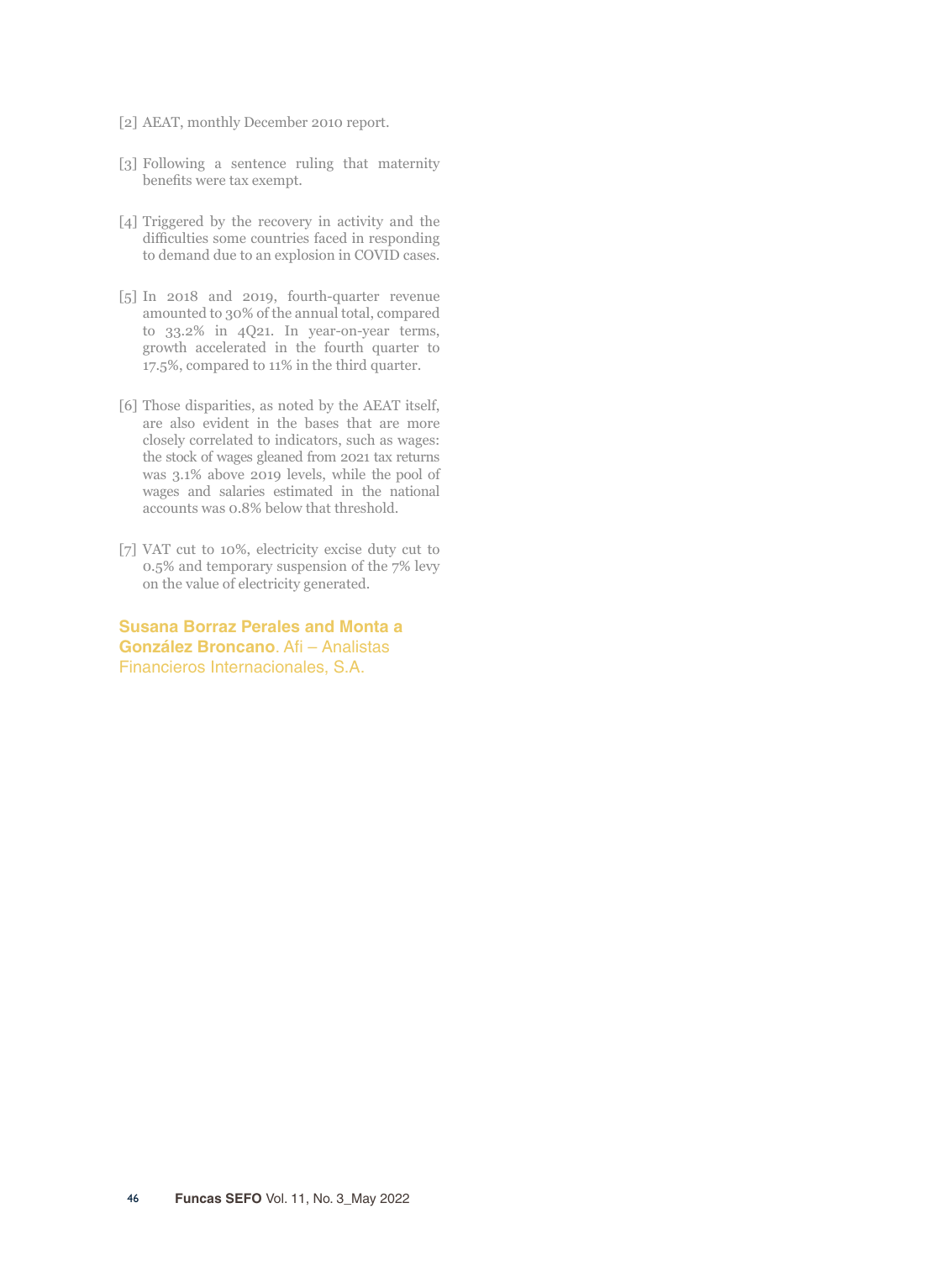[2] AEAT, monthly December 2010 report.

[3] Following a sentence ruling that maternity benefits were tax exempt.

[4] Triggered by the recovery in activity and the difficulties some countries faced in responding to demand due to an explosion in COVID cases.

[5] In 2018 and 2019, fourth-quarter revenue amounted to 30% of the annual total, compared to 33.2% in 4Q21. In year-on-year terms, growth accelerated in the fourth quarter to 17.5%, compared to 11% in the third quarter.

[6] Those disparities, as noted by the AEAT itself, are also evident in the bases that are more closely correlated to indicators, such as wages: the stock of wages gleaned from 2021 tax returns was 3.1% above 2019 levels, while the pool of wages and salaries estimated in the national accounts was 0.8% below that threshold.

[7] VAT cut to 10%, electricity excise duty cut to 0.5% and temporary suspension of the 7% levy on the value of electricity generated.

**Susana Borraz Perales and Monta a González Broncano**. Afi – Analistas Financieros Internacionales, S.A.